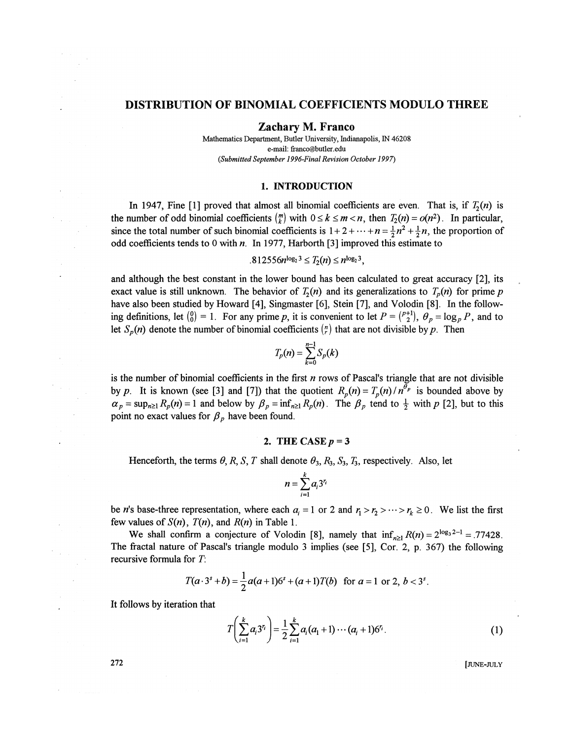# DISTRIBUTION OF BINOMIAL COEFFICIENTS MODULO THREE

**Zachary M. Franco**

Mathematics Department, Butler University, Indianapolis, IN 46208
e-mail: franco@butler.edu
*(Submitted September 1996-Final Revision October 1997)*

## 1. INTRODUCTION

In 1947, Fine [1] proved that almost all binomial coefficients are even. That is, if $T_2(n)$ is the number of odd binomial coefficients $\binom{m}{k}$ with $0 \le k \le m < n$, then $T_2(n) = o(n^2)$. In particular, since the total number of such binomial coefficients is $1 + 2 + \cdots + n = \frac{1}{2}n^2 + \frac{1}{2}n$, the proportion of odd coefficients tends to 0 with $n$. In 1977, Harborth [3] improved this estimate to

$$.812556n^{\log_2 3} \le T_2(n) \le n^{\log_2 3},$$

and although the best constant in the lower bound has been calculated to great accuracy [2], its exact value is still unknown. The behavior of $T_2(n)$ and its generalizations to $T_p(n)$ for prime $p$ have also been studied by Howard [4], Singmaster [6], Stein [7], and Volodin [8]. In the following definitions, let $\binom{0}{0} = 1$. For any prime $p$, it is convenient to let $P = \binom{p+1}{2}$, $\theta_p = \log_p P$, and to let $S_p(n)$ denote the number of binomial coefficients $\binom{n}{r}$ that are not divisible by $p$. Then

$$T_p(n) = \sum_{k=0}^{n-1} S_p(k)$$

is the number of binomial coefficients in the first $n$ rows of Pascal's triangle that are not divisible by $p$. It is known (see [3] and [7]) that the quotient $R_p(n) = T_p(n) / n^{\theta_p}$ is bounded above by $\alpha_p = \sup_{n \ge 1} R_p(n) = 1$ and below by $\beta_p = \inf_{n \ge 1} R_p(n)$. The $\beta_p$ tend to $\frac{1}{2}$ with $p$ [2], but to this point no exact values for $\beta_p$ have been found.

## 2. THE CASE $p = 3$

Henceforth, the terms $\theta, R, S, T$ shall denote $\theta_3, R_3, S_3, T_3$, respectively. Also, let

$$n = \sum_{i=1}^{k} a_i 3^{r_i}$$

be $n$'s base-three representation, where each $a_i = 1$ or 2 and $r_1 > r_2 > \cdots > r_k \ge 0$. We list the first few values of $S(n)$, $T(n)$, and $R(n)$ in Table 1.

We shall confirm a conjecture of Volodin [8], namely that $\inf_{n \ge 1} R(n) = 2^{\log_3 2 - 1} = .77428$. The fractal nature of Pascal's triangle modulo 3 implies (see [5], Cor. 2, p. 367) the following recursive formula for $T$:

$$T(a \cdot 3^s + b) = \frac{1}{2}a(a+1)6^s + (a+1)T(b) \quad \text{for } a = 1 \text{ or } 2,\ b < 3^s.$$

It follows by iteration that

$$T\left(\sum_{i=1}^{k} a_i 3^{r_i}\right) = \frac{1}{2}\sum_{i=1}^{k} a_i (a_1+1) \cdots (a_i+1) 6^{r_i}. \tag{1}$$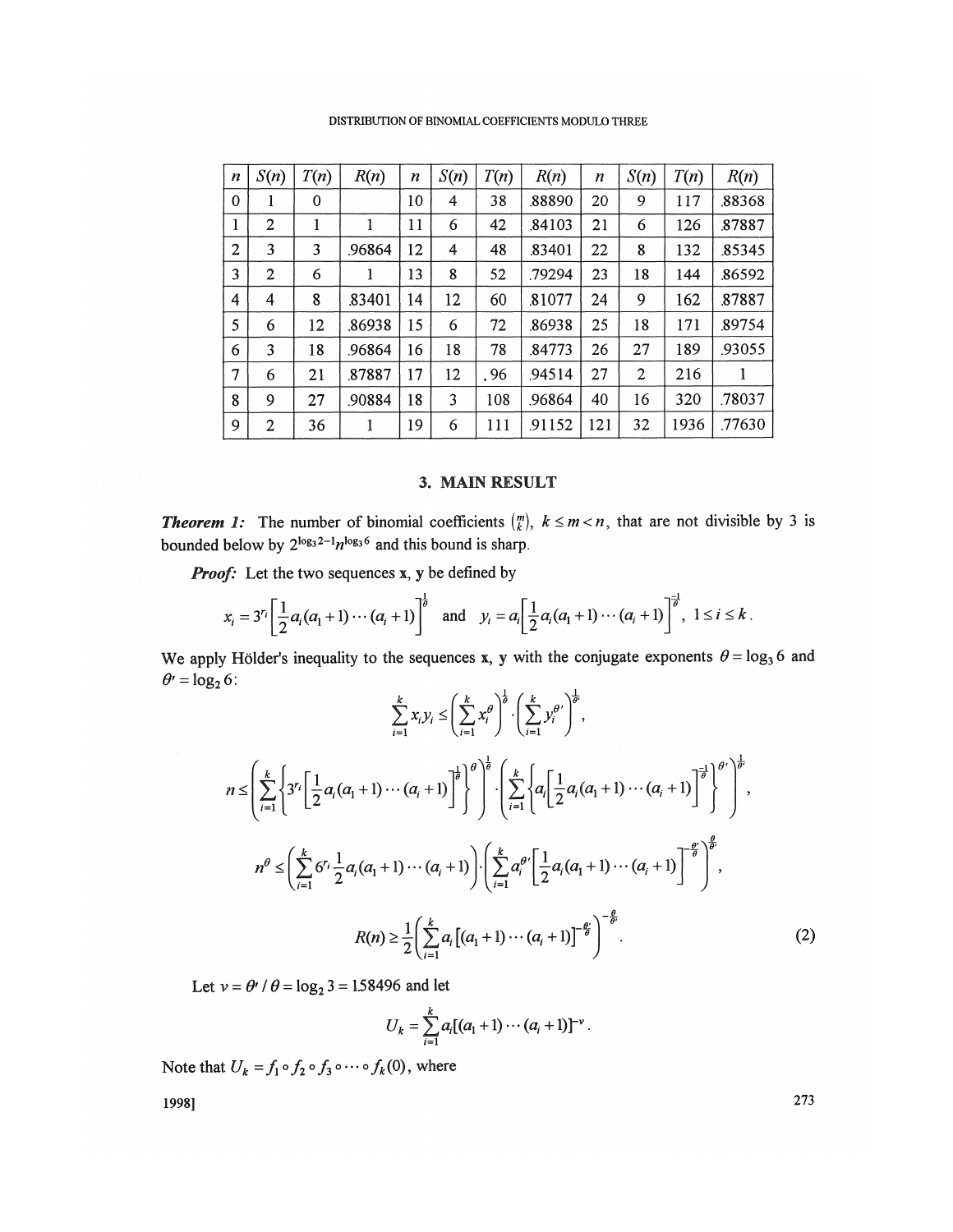| $n$ | $S(n)$ | $T(n)$ | $R(n)$ | $n$ | $S(n)$ | $T(n)$ | $R(n)$ | $n$ | $S(n)$ | $T(n)$ | $R(n)$ |
|---|---|---|---|---|---|---|---|---|---|---|---|
| 0 | 1 | 0 | | 10 | 4 | 38 | .88890 | 20 | 9 | 117 | .88368 |
| 1 | 2 | 1 | 1 | 11 | 6 | 42 | .84103 | 21 | 6 | 126 | .87887 |
| 2 | 3 | 3 | .96864 | 12 | 4 | 48 | .83401 | 22 | 8 | 132 | .85345 |
| 3 | 2 | 6 | 1 | 13 | 8 | 52 | .79294 | 23 | 18 | 144 | .86592 |
| 4 | 4 | 8 | .83401 | 14 | 12 | 60 | .81077 | 24 | 9 | 162 | .87887 |
| 5 | 6 | 12 | .86938 | 15 | 6 | 72 | .86938 | 25 | 18 | 171 | .89754 |
| 6 | 3 | 18 | .96864 | 16 | 18 | 78 | .84773 | 26 | 27 | 189 | .93055 |
| 7 | 6 | 21 | .87887 | 17 | 12 | .96 | .94514 | 27 | 2 | 216 | 1 |
| 8 | 9 | 27 | .90884 | 18 | 3 | 108 | .96864 | 40 | 16 | 320 | .78037 |
| 9 | 2 | 36 | 1 | 19 | 6 | 111 | .91152 | 121 | 32 | 1936 | .77630 |

## 3. MAIN RESULT

***Theorem 1:*** The number of binomial coefficients $\binom{m}{k}$, $k \le m < n$, that are not divisible by 3 is bounded below by $2^{\log_3 2 - 1} n^{\log_3 6}$ and this bound is sharp.

***Proof:*** Let the two sequences $\mathbf{x}$, $\mathbf{y}$ be defined by

$$x_i = 3^{r_i}\left[\frac{1}{2}a_i(a_1+1)\cdots(a_i+1)\right]^{\frac{1}{\theta}} \quad \text{and} \quad y_i = a_i\left[\frac{1}{2}a_i(a_1+1)\cdots(a_i+1)\right]^{\frac{-1}{\theta}},\ 1 \le i \le k.$$

We apply Hölder's inequality to the sequences $\mathbf{x}$, $\mathbf{y}$ with the conjugate exponents $\theta = \log_3 6$ and $\theta' = \log_2 6$:

$$\sum_{i=1}^{k} x_i y_i \le \left(\sum_{i=1}^{k} x_i^{\theta}\right)^{\frac{1}{\theta}} \cdot \left(\sum_{i=1}^{k} y_i^{\theta'}\right)^{\frac{1}{\theta'}},$$

$$n \le \left(\sum_{i=1}^{k}\left\{3^{r_i}\left[\frac{1}{2}a_i(a_1+1)\cdots(a_i+1)\right]^{\frac{1}{\theta}}\right\}^{\theta}\right)^{\frac{1}{\theta}} \cdot \left(\sum_{i=1}^{k}\left\{a_i\left[\frac{1}{2}a_i(a_1+1)\cdots(a_i+1)\right]^{\frac{-1}{\theta}}\right\}^{\theta'}\right)^{\frac{1}{\theta'}},$$

$$n^{\theta} \le \left(\sum_{i=1}^{k} 6^{r_i}\frac{1}{2}a_i(a_1+1)\cdots(a_i+1)\right)\left(\sum_{i=1}^{k} a_i^{\theta'}\left[\frac{1}{2}a_i(a_1+1)\cdots(a_i+1)\right]^{-\frac{\theta'}{\theta}}\right)^{\frac{\theta}{\theta'}},$$

$$R(n) \ge \frac{1}{2}\left(\sum_{i=1}^{k} a_i\left[(a_1+1)\cdots(a_i+1)\right]^{-\frac{\theta'}{\theta}}\right)^{-\frac{\theta}{\theta'}}. \tag{2}$$

Let $v = \theta'/\theta = \log_2 3 = 1.58496$ and let

$$U_k = \sum_{i=1}^{k} a_i[(a_1+1)\cdots(a_i+1)]^{-v}.$$

Note that $U_k = f_1 \circ f_2 \circ f_3 \circ \cdots \circ f_k(0)$, where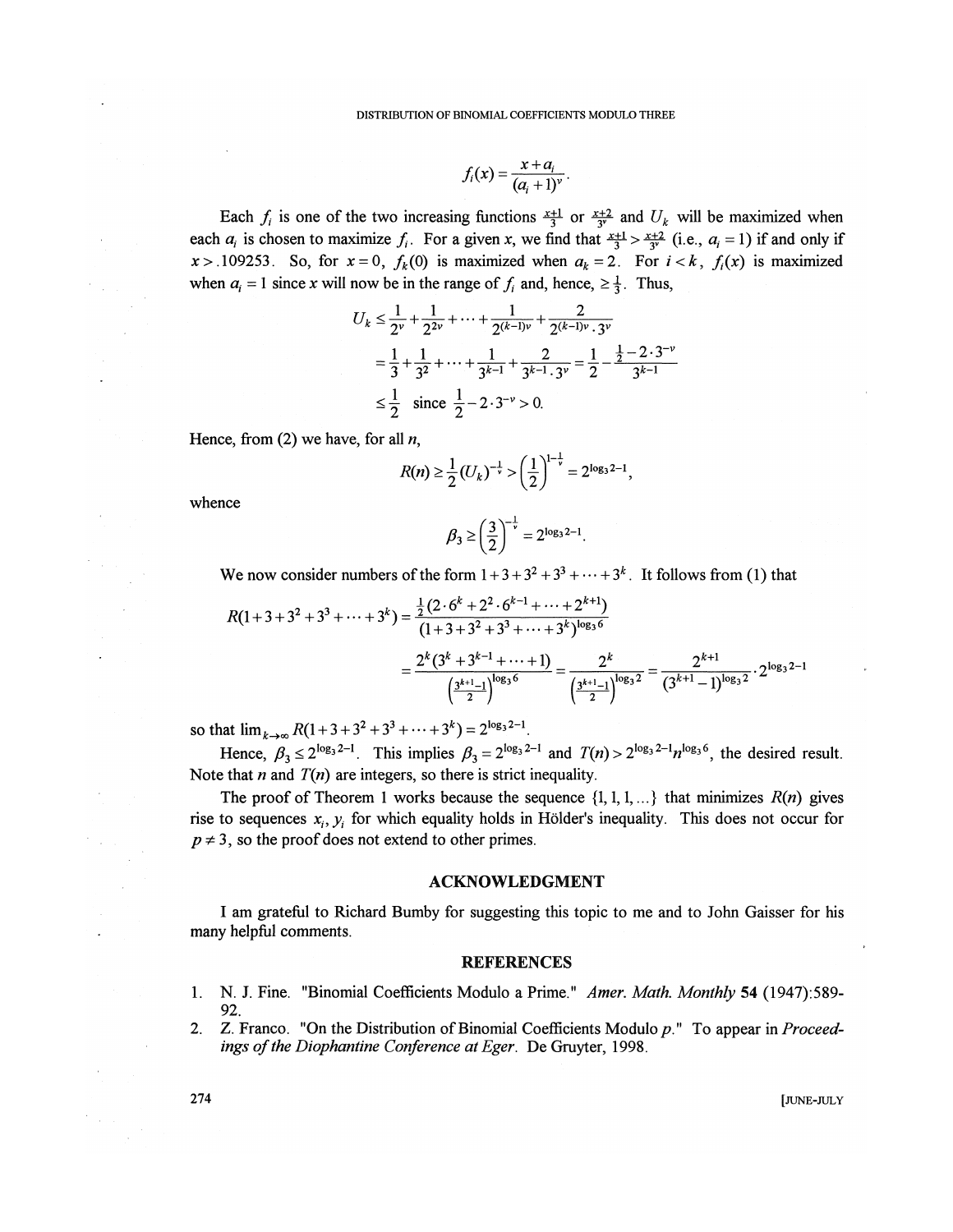$$f_i(x) = \frac{x + a_i}{(a_i + 1)^v}.$$

Each $f_i$ is one of the two increasing functions $\frac{x+1}{3}$ or $\frac{x+2}{3^v}$ and $U_k$ will be maximized when each $a_i$ is chosen to maximize $f_i$. For a given $x$, we find that $\frac{x+1}{3} > \frac{x+2}{3^v}$ (i.e., $a_i = 1$) if and only if $x > .109253$. So, for $x = 0$, $f_k(0)$ is maximized when $a_k = 2$. For $i < k$, $f_i(x)$ is maximized when $a_i = 1$ since $x$ will now be in the range of $f_i$ and, hence, $\geq \frac{1}{3}$. Thus,

$$\begin{aligned}
U_k &\leq \frac{1}{2^v} + \frac{1}{2^{2v}} + \cdots + \frac{1}{2^{(k-1)v}} + \frac{2}{2^{(k-1)v} \cdot 3^v} \\
&= \frac{1}{3} + \frac{1}{3^2} + \cdots + \frac{1}{3^{k-1}} + \frac{2}{3^{k-1} \cdot 3^v} = \frac{1}{2} - \frac{\frac{1}{2} - 2 \cdot 3^{-v}}{3^{k-1}} \\
&\leq \frac{1}{2} \;\text{ since }\; \frac{1}{2} - 2 \cdot 3^{-v} > 0.
\end{aligned}$$

Hence, from (2) we have, for all $n$,

$$R(n) \geq \frac{1}{2}(U_k)^{-\frac{1}{v}} > \left(\frac{1}{2}\right)^{1-\frac{1}{v}} = 2^{\log_3 2 - 1},$$

whence

$$\beta_3 \geq \left(\frac{3}{2}\right)^{-\frac{1}{v}} = 2^{\log_3 2 - 1}.$$

We now consider numbers of the form $1 + 3 + 3^2 + 3^3 + \cdots + 3^k$. It follows from (1) that

$$\begin{aligned}
R(1 + 3 + 3^2 + 3^3 + \cdots + 3^k) &= \frac{\frac{1}{2}(2 \cdot 6^k + 2^2 \cdot 6^{k-1} + \cdots + 2^{k+1})}{(1 + 3 + 3^2 + 3^3 + \cdots + 3^k)^{\log_3 6}} \\
&= \frac{2^k(3^k + 3^{k-1} + \cdots + 1)}{\left(\frac{3^{k+1}-1}{2}\right)^{\log_3 6}} = \frac{2^k}{\left(\frac{3^{k+1}-1}{2}\right)^{\log_3 2}} = \frac{2^{k+1}}{(3^{k+1} - 1)^{\log_3 2}} \cdot 2^{\log_3 2 - 1}
\end{aligned}$$

so that $\lim_{k \to \infty} R(1 + 3 + 3^2 + 3^3 + \cdots + 3^k) = 2^{\log_3 2 - 1}$.

Hence, $\beta_3 \leq 2^{\log_3 2 - 1}$. This implies $\beta_3 = 2^{\log_3 2 - 1}$ and $T(n) > 2^{\log_3 2 - 1} n^{\log_3 6}$, the desired result. Note that $n$ and $T(n)$ are integers, so there is strict inequality.

The proof of Theorem 1 works because the sequence $\{1, 1, 1, \ldots\}$ that minimizes $R(n)$ gives rise to sequences $x_i, y_i$ for which equality holds in Hölder's inequality. This does not occur for $p \neq 3$, so the proof does not extend to other primes.

## ACKNOWLEDGMENT

I am grateful to Richard Bumby for suggesting this topic to me and to John Gaisser for his many helpful comments.

## REFERENCES

1. N. J. Fine. "Binomial Coefficients Modulo a Prime." *Amer. Math. Monthly* **54** (1947):589-92.
2. Z. Franco. "On the Distribution of Binomial Coefficients Modulo $p$." To appear in *Proceedings of the Diophantine Conference at Eger*. De Gruyter, 1998.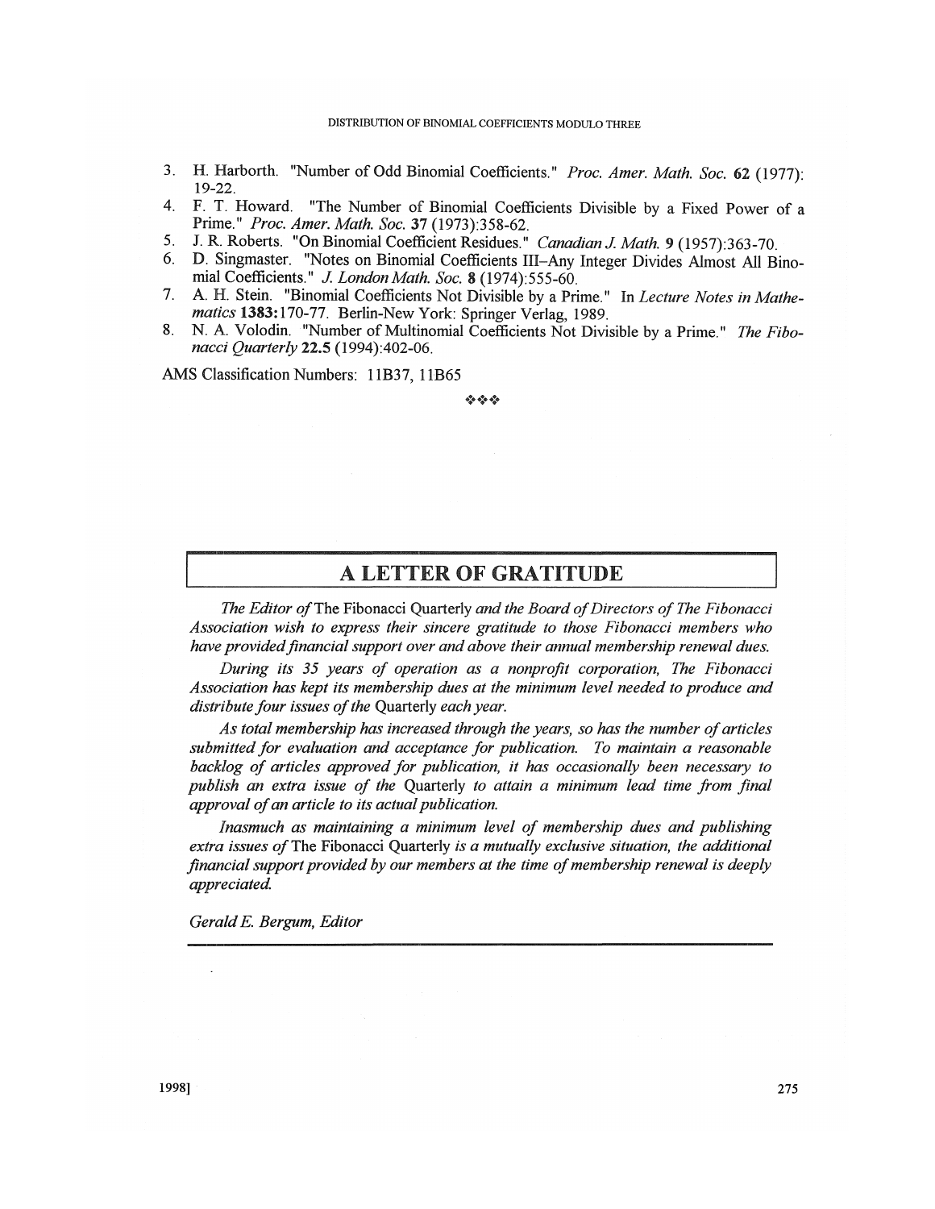3. H. Harborth. "Number of Odd Binomial Coefficients." *Proc. Amer. Math. Soc.* **62** (1977): 19-22.
4. F. T. Howard. "The Number of Binomial Coefficients Divisible by a Fixed Power of a Prime." *Proc. Amer. Math. Soc.* **37** (1973):358-62.
5. J. R. Roberts. "On Binomial Coefficient Residues." *Canadian J. Math.* **9** (1957):363-70.
6. D. Singmaster. "Notes on Binomial Coefficients III–Any Integer Divides Almost All Binomial Coefficients." *J. London Math. Soc.* **8** (1974):555-60.
7. A. H. Stein. "Binomial Coefficients Not Divisible by a Prime." In *Lecture Notes in Mathematics* **1383:**170-77. Berlin-New York: Springer Verlag, 1989.
8. N. A. Volodin. "Number of Multinomial Coefficients Not Divisible by a Prime." *The Fibonacci Quarterly* **22.5** (1994):402-06.

AMS Classification Numbers: 11B37, 11B65

❖❖❖

## A LETTER OF GRATITUDE

*The Editor of* The Fibonacci Quarterly *and the Board of Directors of The Fibonacci Association wish to express their sincere gratitude to those Fibonacci members who have provided financial support over and above their annual membership renewal dues.*

*During its 35 years of operation as a nonprofit corporation, The Fibonacci Association has kept its membership dues at the minimum level needed to produce and distribute four issues of the* Quarterly *each year.*

*As total membership has increased through the years, so has the number of articles submitted for evaluation and acceptance for publication. To maintain a reasonable backlog of articles approved for publication, it has occasionally been necessary to publish an extra issue of the* Quarterly *to attain a minimum lead time from final approval of an article to its actual publication.*

*Inasmuch as maintaining a minimum level of membership dues and publishing extra issues of* The Fibonacci Quarterly *is a mutually exclusive situation, the additional financial support provided by our members at the time of membership renewal is deeply appreciated.*

*Gerald E. Bergum, Editor*